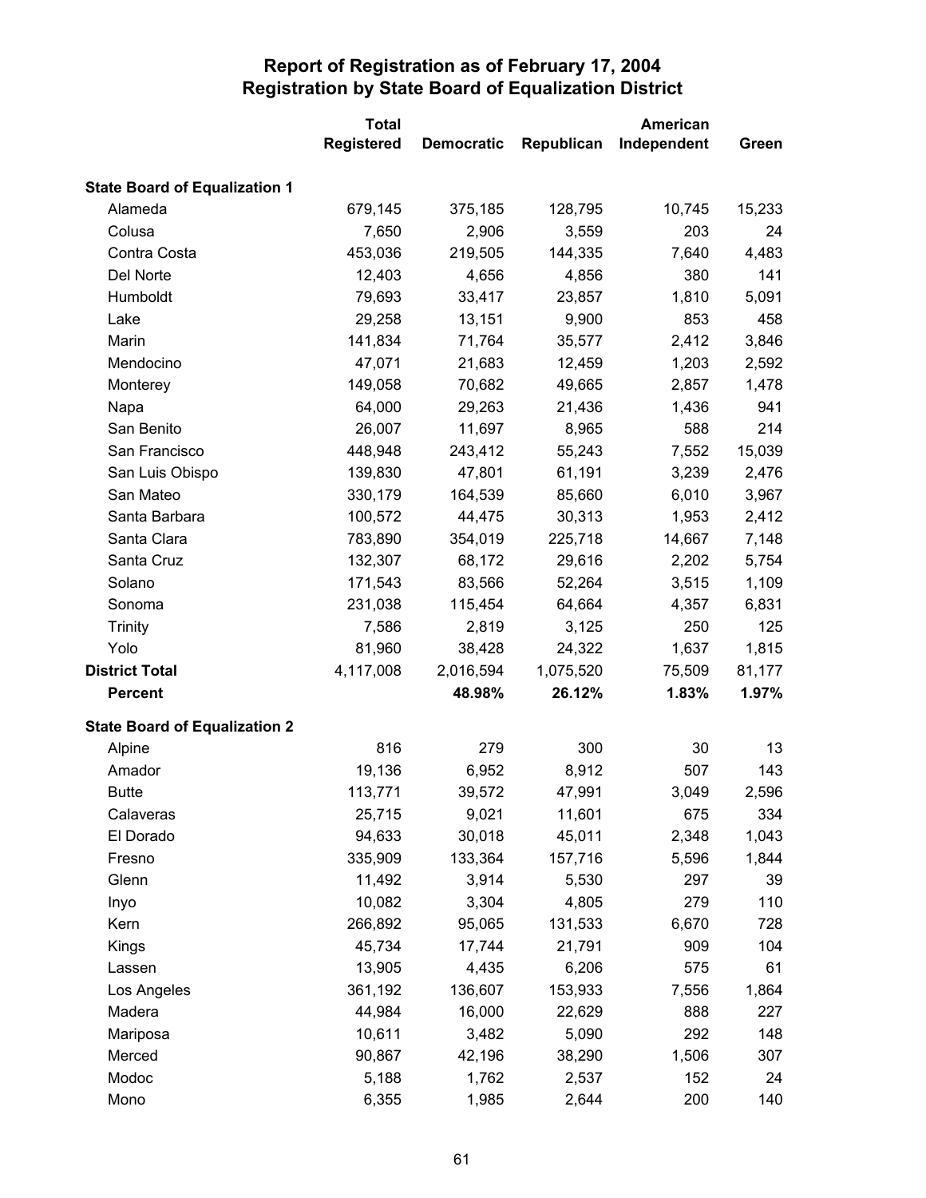# Report of Registration as of February 17, 2004
## Registration by State Board of Equalization District

| | Total Registered | Democratic | Republican | American Independent | Green |
|---|---|---|---|---|---|
| **State Board of Equalization 1** | | | | | |
| Alameda | 679,145 | 375,185 | 128,795 | 10,745 | 15,233 |
| Colusa | 7,650 | 2,906 | 3,559 | 203 | 24 |
| Contra Costa | 453,036 | 219,505 | 144,335 | 7,640 | 4,483 |
| Del Norte | 12,403 | 4,656 | 4,856 | 380 | 141 |
| Humboldt | 79,693 | 33,417 | 23,857 | 1,810 | 5,091 |
| Lake | 29,258 | 13,151 | 9,900 | 853 | 458 |
| Marin | 141,834 | 71,764 | 35,577 | 2,412 | 3,846 |
| Mendocino | 47,071 | 21,683 | 12,459 | 1,203 | 2,592 |
| Monterey | 149,058 | 70,682 | 49,665 | 2,857 | 1,478 |
| Napa | 64,000 | 29,263 | 21,436 | 1,436 | 941 |
| San Benito | 26,007 | 11,697 | 8,965 | 588 | 214 |
| San Francisco | 448,948 | 243,412 | 55,243 | 7,552 | 15,039 |
| San Luis Obispo | 139,830 | 47,801 | 61,191 | 3,239 | 2,476 |
| San Mateo | 330,179 | 164,539 | 85,660 | 6,010 | 3,967 |
| Santa Barbara | 100,572 | 44,475 | 30,313 | 1,953 | 2,412 |
| Santa Clara | 783,890 | 354,019 | 225,718 | 14,667 | 7,148 |
| Santa Cruz | 132,307 | 68,172 | 29,616 | 2,202 | 5,754 |
| Solano | 171,543 | 83,566 | 52,264 | 3,515 | 1,109 |
| Sonoma | 231,038 | 115,454 | 64,664 | 4,357 | 6,831 |
| Trinity | 7,586 | 2,819 | 3,125 | 250 | 125 |
| Yolo | 81,960 | 38,428 | 24,322 | 1,637 | 1,815 |
| **District Total** | 4,117,008 | 2,016,594 | 1,075,520 | 75,509 | 81,177 |
| **Percent** | | **48.98%** | **26.12%** | **1.83%** | **1.97%** |
| **State Board of Equalization 2** | | | | | |
| Alpine | 816 | 279 | 300 | 30 | 13 |
| Amador | 19,136 | 6,952 | 8,912 | 507 | 143 |
| Butte | 113,771 | 39,572 | 47,991 | 3,049 | 2,596 |
| Calaveras | 25,715 | 9,021 | 11,601 | 675 | 334 |
| El Dorado | 94,633 | 30,018 | 45,011 | 2,348 | 1,043 |
| Fresno | 335,909 | 133,364 | 157,716 | 5,596 | 1,844 |
| Glenn | 11,492 | 3,914 | 5,530 | 297 | 39 |
| Inyo | 10,082 | 3,304 | 4,805 | 279 | 110 |
| Kern | 266,892 | 95,065 | 131,533 | 6,670 | 728 |
| Kings | 45,734 | 17,744 | 21,791 | 909 | 104 |
| Lassen | 13,905 | 4,435 | 6,206 | 575 | 61 |
| Los Angeles | 361,192 | 136,607 | 153,933 | 7,556 | 1,864 |
| Madera | 44,984 | 16,000 | 22,629 | 888 | 227 |
| Mariposa | 10,611 | 3,482 | 5,090 | 292 | 148 |
| Merced | 90,867 | 42,196 | 38,290 | 1,506 | 307 |
| Modoc | 5,188 | 1,762 | 2,537 | 152 | 24 |
| Mono | 6,355 | 1,985 | 2,644 | 200 | 140 |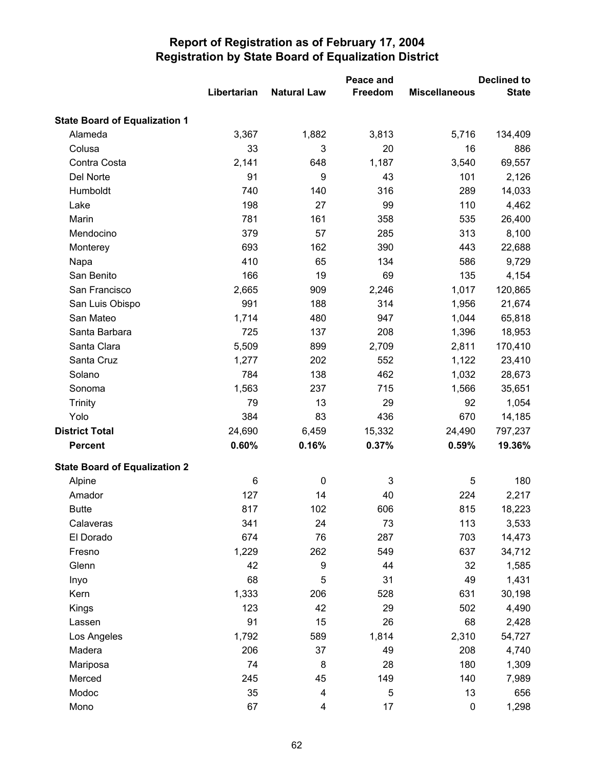# Report of Registration as of February 17, 2004
## Registration by State Board of Equalization District

| | Libertarian | Natural Law | Peace and Freedom | Miscellaneous | Declined to State |
|---|---|---|---|---|---|
| **State Board of Equalization 1** | | | | | |
| Alameda | 3,367 | 1,882 | 3,813 | 5,716 | 134,409 |
| Colusa | 33 | 3 | 20 | 16 | 886 |
| Contra Costa | 2,141 | 648 | 1,187 | 3,540 | 69,557 |
| Del Norte | 91 | 9 | 43 | 101 | 2,126 |
| Humboldt | 740 | 140 | 316 | 289 | 14,033 |
| Lake | 198 | 27 | 99 | 110 | 4,462 |
| Marin | 781 | 161 | 358 | 535 | 26,400 |
| Mendocino | 379 | 57 | 285 | 313 | 8,100 |
| Monterey | 693 | 162 | 390 | 443 | 22,688 |
| Napa | 410 | 65 | 134 | 586 | 9,729 |
| San Benito | 166 | 19 | 69 | 135 | 4,154 |
| San Francisco | 2,665 | 909 | 2,246 | 1,017 | 120,865 |
| San Luis Obispo | 991 | 188 | 314 | 1,956 | 21,674 |
| San Mateo | 1,714 | 480 | 947 | 1,044 | 65,818 |
| Santa Barbara | 725 | 137 | 208 | 1,396 | 18,953 |
| Santa Clara | 5,509 | 899 | 2,709 | 2,811 | 170,410 |
| Santa Cruz | 1,277 | 202 | 552 | 1,122 | 23,410 |
| Solano | 784 | 138 | 462 | 1,032 | 28,673 |
| Sonoma | 1,563 | 237 | 715 | 1,566 | 35,651 |
| Trinity | 79 | 13 | 29 | 92 | 1,054 |
| Yolo | 384 | 83 | 436 | 670 | 14,185 |
| **District Total** | 24,690 | 6,459 | 15,332 | 24,490 | 797,237 |
| **Percent** | **0.60%** | **0.16%** | **0.37%** | **0.59%** | **19.36%** |
| **State Board of Equalization 2** | | | | | |
| Alpine | 6 | 0 | 3 | 5 | 180 |
| Amador | 127 | 14 | 40 | 224 | 2,217 |
| Butte | 817 | 102 | 606 | 815 | 18,223 |
| Calaveras | 341 | 24 | 73 | 113 | 3,533 |
| El Dorado | 674 | 76 | 287 | 703 | 14,473 |
| Fresno | 1,229 | 262 | 549 | 637 | 34,712 |
| Glenn | 42 | 9 | 44 | 32 | 1,585 |
| Inyo | 68 | 5 | 31 | 49 | 1,431 |
| Kern | 1,333 | 206 | 528 | 631 | 30,198 |
| Kings | 123 | 42 | 29 | 502 | 4,490 |
| Lassen | 91 | 15 | 26 | 68 | 2,428 |
| Los Angeles | 1,792 | 589 | 1,814 | 2,310 | 54,727 |
| Madera | 206 | 37 | 49 | 208 | 4,740 |
| Mariposa | 74 | 8 | 28 | 180 | 1,309 |
| Merced | 245 | 45 | 149 | 140 | 7,989 |
| Modoc | 35 | 4 | 5 | 13 | 656 |
| Mono | 67 | 4 | 17 | 0 | 1,298 |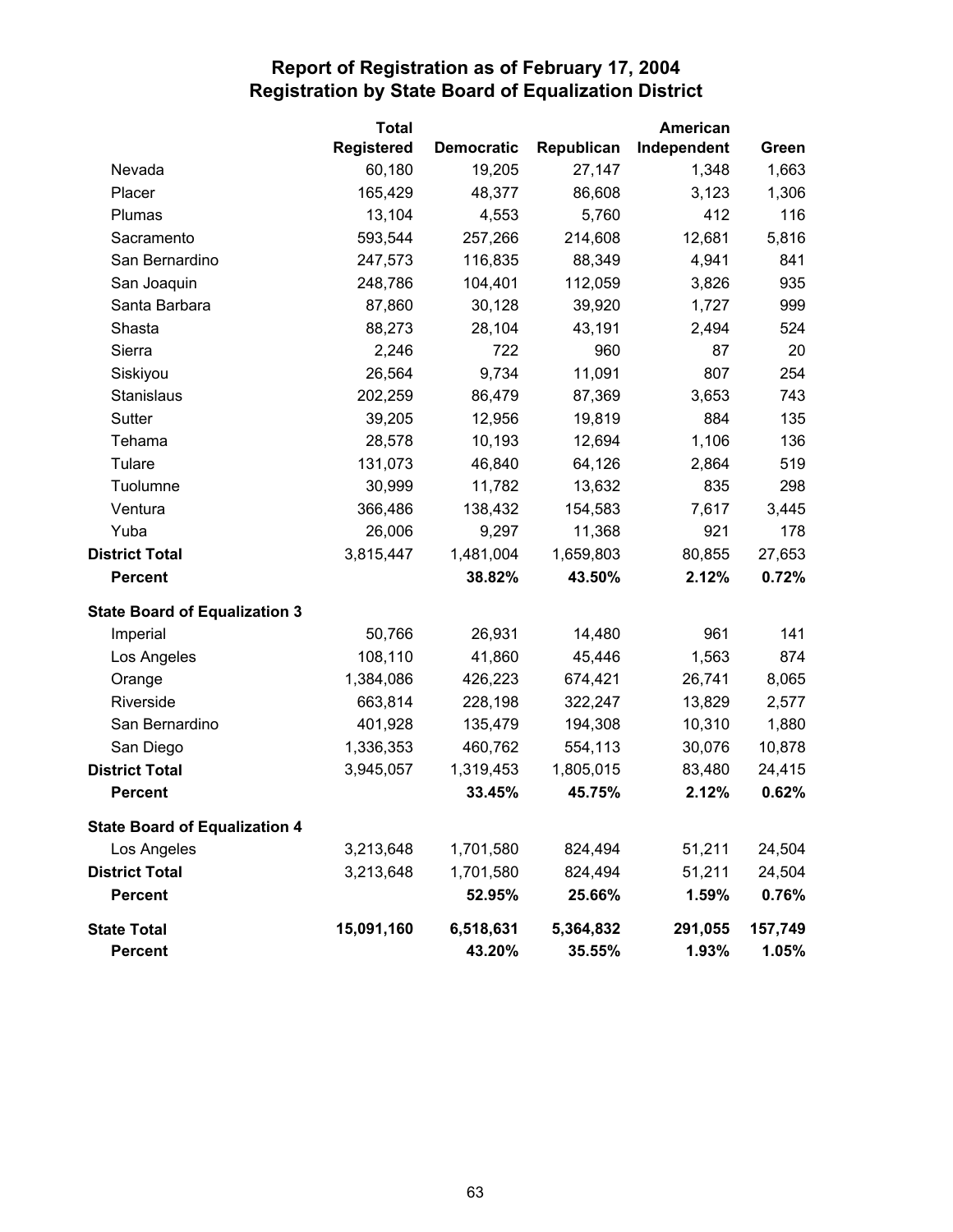# Report of Registration as of February 17, 2004
## Registration by State Board of Equalization District

| | Total Registered | Democratic | Republican | American Independent | Green |
|---|---|---|---|---|---|
| Nevada | 60,180 | 19,205 | 27,147 | 1,348 | 1,663 |
| Placer | 165,429 | 48,377 | 86,608 | 3,123 | 1,306 |
| Plumas | 13,104 | 4,553 | 5,760 | 412 | 116 |
| Sacramento | 593,544 | 257,266 | 214,608 | 12,681 | 5,816 |
| San Bernardino | 247,573 | 116,835 | 88,349 | 4,941 | 841 |
| San Joaquin | 248,786 | 104,401 | 112,059 | 3,826 | 935 |
| Santa Barbara | 87,860 | 30,128 | 39,920 | 1,727 | 999 |
| Shasta | 88,273 | 28,104 | 43,191 | 2,494 | 524 |
| Sierra | 2,246 | 722 | 960 | 87 | 20 |
| Siskiyou | 26,564 | 9,734 | 11,091 | 807 | 254 |
| Stanislaus | 202,259 | 86,479 | 87,369 | 3,653 | 743 |
| Sutter | 39,205 | 12,956 | 19,819 | 884 | 135 |
| Tehama | 28,578 | 10,193 | 12,694 | 1,106 | 136 |
| Tulare | 131,073 | 46,840 | 64,126 | 2,864 | 519 |
| Tuolumne | 30,999 | 11,782 | 13,632 | 835 | 298 |
| Ventura | 366,486 | 138,432 | 154,583 | 7,617 | 3,445 |
| Yuba | 26,006 | 9,297 | 11,368 | 921 | 178 |
| **District Total** | 3,815,447 | 1,481,004 | 1,659,803 | 80,855 | 27,653 |
| **Percent** | | **38.82%** | **43.50%** | **2.12%** | **0.72%** |
| **State Board of Equalization 3** | | | | | |
| Imperial | 50,766 | 26,931 | 14,480 | 961 | 141 |
| Los Angeles | 108,110 | 41,860 | 45,446 | 1,563 | 874 |
| Orange | 1,384,086 | 426,223 | 674,421 | 26,741 | 8,065 |
| Riverside | 663,814 | 228,198 | 322,247 | 13,829 | 2,577 |
| San Bernardino | 401,928 | 135,479 | 194,308 | 10,310 | 1,880 |
| San Diego | 1,336,353 | 460,762 | 554,113 | 30,076 | 10,878 |
| **District Total** | 3,945,057 | 1,319,453 | 1,805,015 | 83,480 | 24,415 |
| **Percent** | | **33.45%** | **45.75%** | **2.12%** | **0.62%** |
| **State Board of Equalization 4** | | | | | |
| Los Angeles | 3,213,648 | 1,701,580 | 824,494 | 51,211 | 24,504 |
| **District Total** | 3,213,648 | 1,701,580 | 824,494 | 51,211 | 24,504 |
| **Percent** | | **52.95%** | **25.66%** | **1.59%** | **0.76%** |
| **State Total** | **15,091,160** | **6,518,631** | **5,364,832** | **291,055** | **157,749** |
| **Percent** | | **43.20%** | **35.55%** | **1.93%** | **1.05%** |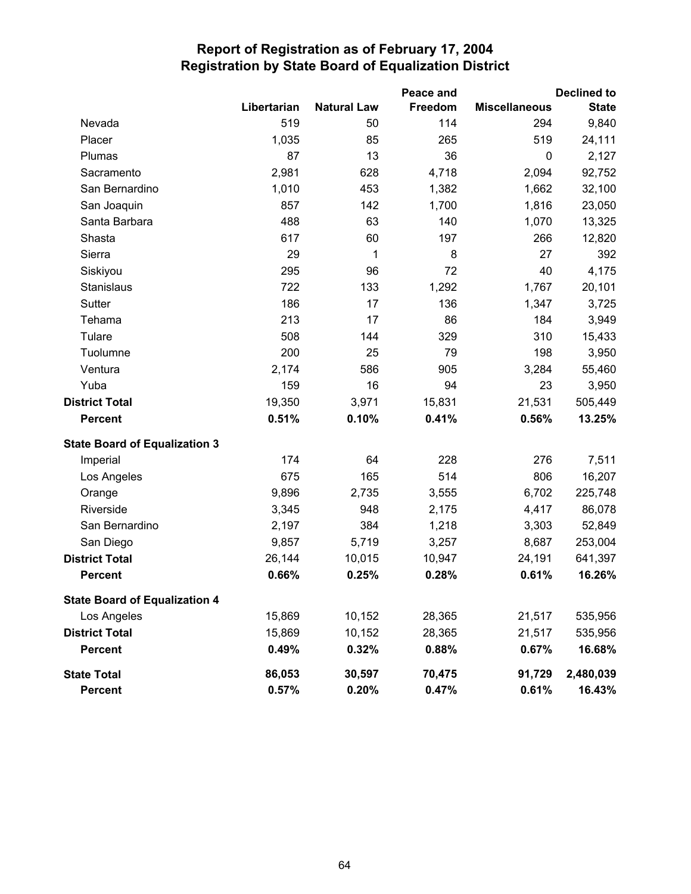## Report of Registration as of February 17, 2004
## Registration by State Board of Equalization District

| | Libertarian | Natural Law | Peace and Freedom | Miscellaneous | Declined to State |
|---|---|---|---|---|---|
| Nevada | 519 | 50 | 114 | 294 | 9,840 |
| Placer | 1,035 | 85 | 265 | 519 | 24,111 |
| Plumas | 87 | 13 | 36 | 0 | 2,127 |
| Sacramento | 2,981 | 628 | 4,718 | 2,094 | 92,752 |
| San Bernardino | 1,010 | 453 | 1,382 | 1,662 | 32,100 |
| San Joaquin | 857 | 142 | 1,700 | 1,816 | 23,050 |
| Santa Barbara | 488 | 63 | 140 | 1,070 | 13,325 |
| Shasta | 617 | 60 | 197 | 266 | 12,820 |
| Sierra | 29 | 1 | 8 | 27 | 392 |
| Siskiyou | 295 | 96 | 72 | 40 | 4,175 |
| Stanislaus | 722 | 133 | 1,292 | 1,767 | 20,101 |
| Sutter | 186 | 17 | 136 | 1,347 | 3,725 |
| Tehama | 213 | 17 | 86 | 184 | 3,949 |
| Tulare | 508 | 144 | 329 | 310 | 15,433 |
| Tuolumne | 200 | 25 | 79 | 198 | 3,950 |
| Ventura | 2,174 | 586 | 905 | 3,284 | 55,460 |
| Yuba | 159 | 16 | 94 | 23 | 3,950 |
| **District Total** | 19,350 | 3,971 | 15,831 | 21,531 | 505,449 |
| **Percent** | **0.51%** | **0.10%** | **0.41%** | **0.56%** | **13.25%** |
| **State Board of Equalization 3** | | | | | |
| Imperial | 174 | 64 | 228 | 276 | 7,511 |
| Los Angeles | 675 | 165 | 514 | 806 | 16,207 |
| Orange | 9,896 | 2,735 | 3,555 | 6,702 | 225,748 |
| Riverside | 3,345 | 948 | 2,175 | 4,417 | 86,078 |
| San Bernardino | 2,197 | 384 | 1,218 | 3,303 | 52,849 |
| San Diego | 9,857 | 5,719 | 3,257 | 8,687 | 253,004 |
| **District Total** | 26,144 | 10,015 | 10,947 | 24,191 | 641,397 |
| **Percent** | **0.66%** | **0.25%** | **0.28%** | **0.61%** | **16.26%** |
| **State Board of Equalization 4** | | | | | |
| Los Angeles | 15,869 | 10,152 | 28,365 | 21,517 | 535,956 |
| **District Total** | 15,869 | 10,152 | 28,365 | 21,517 | 535,956 |
| **Percent** | **0.49%** | **0.32%** | **0.88%** | **0.67%** | **16.68%** |
| **State Total** | **86,053** | **30,597** | **70,475** | **91,729** | **2,480,039** |
| **Percent** | **0.57%** | **0.20%** | **0.47%** | **0.61%** | **16.43%** |